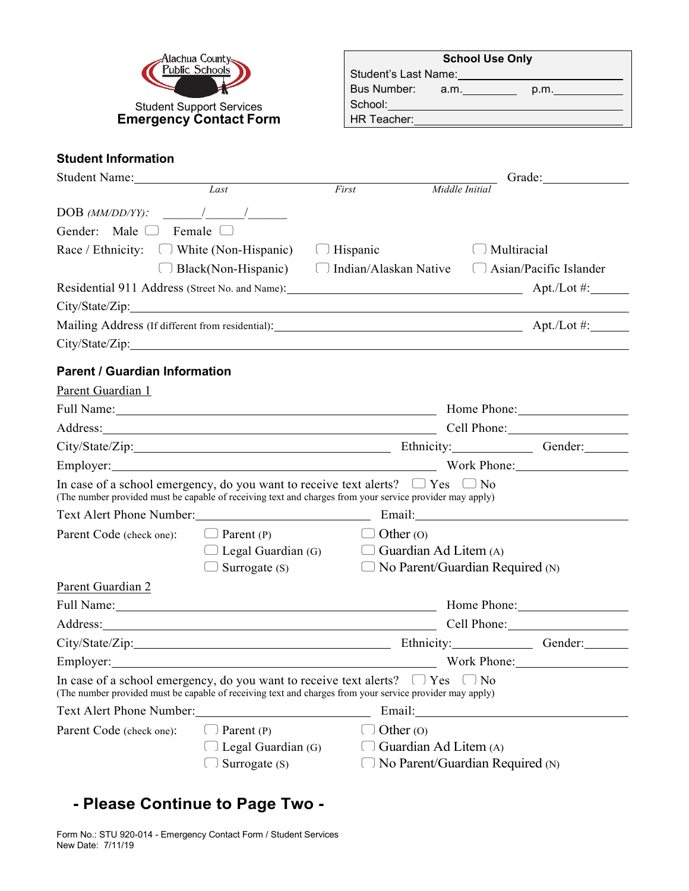Alachua County Public Schools

Student Support Services

# Emergency Contact Form

| School Use Only | |
|---|---|
| Student's Last Name: | |
| Bus Number: | a.m.\_\_\_\_\_\_ p.m.\_\_\_\_\_\_ |
| School: | |
| HR Teacher: | |

## Student Information

Student Name: \_\_\_\_\_\_\_\_\_\_\_\_\_\_\_\_ (*Last*) \_\_\_\_\_\_\_\_\_\_\_\_\_\_\_\_ (*First*) \_\_\_\_\_\_ (*Middle Initial*) Grade: \_\_\_\_\_\_\_\_

DOB *(MM/DD/YY)*: \_\_\_\_\_\_/\_\_\_\_\_\_/\_\_\_\_\_\_

Gender: Male ☐ Female ☐

Race / Ethnicity: ☐ White (Non-Hispanic) ☐ Hispanic ☐ Multiracial ☐ Black(Non-Hispanic) ☐ Indian/Alaskan Native ☐ Asian/Pacific Islander

Residential 911 Address (Street No. and Name): \_\_\_\_\_\_\_\_\_\_\_\_\_\_\_\_\_\_\_\_ Apt./Lot #: \_\_\_\_\_\_

City/State/Zip: \_\_\_\_\_\_\_\_\_\_\_\_\_\_\_\_\_\_\_\_

Mailing Address (If different from residential): \_\_\_\_\_\_\_\_\_\_\_\_\_\_\_\_\_\_\_\_ Apt./Lot #: \_\_\_\_\_\_

City/State/Zip: \_\_\_\_\_\_\_\_\_\_\_\_\_\_\_\_\_\_\_\_

## Parent / Guardian Information

### Parent Guardian 1

Full Name: \_\_\_\_\_\_\_\_\_\_\_\_\_\_\_\_\_\_\_\_ Home Phone: \_\_\_\_\_\_\_\_\_\_

Address: \_\_\_\_\_\_\_\_\_\_\_\_\_\_\_\_\_\_\_\_ Cell Phone: \_\_\_\_\_\_\_\_\_\_

City/State/Zip: \_\_\_\_\_\_\_\_\_\_\_\_\_\_\_\_\_\_\_\_ Ethnicity: \_\_\_\_\_\_\_\_ Gender: \_\_\_\_\_\_

Employer: \_\_\_\_\_\_\_\_\_\_\_\_\_\_\_\_\_\_\_\_ Work Phone: \_\_\_\_\_\_\_\_\_\_

In case of a school emergency, do you want to receive text alerts? ☐ Yes ☐ No
(The number provided must be capable of receiving text and charges from your service provider may apply)

Text Alert Phone Number: \_\_\_\_\_\_\_\_\_\_\_\_\_\_\_\_ Email: \_\_\_\_\_\_\_\_\_\_\_\_\_\_\_\_

Parent Code (check one):
- ☐ Parent (P)
- ☐ Legal Guardian (G)
- ☐ Surrogate (S)
- ☐ Other (O)
- ☐ Guardian Ad Litem (A)
- ☐ No Parent/Guardian Required (N)

### Parent Guardian 2

Full Name: \_\_\_\_\_\_\_\_\_\_\_\_\_\_\_\_\_\_\_\_ Home Phone: \_\_\_\_\_\_\_\_\_\_

Address: \_\_\_\_\_\_\_\_\_\_\_\_\_\_\_\_\_\_\_\_ Cell Phone: \_\_\_\_\_\_\_\_\_\_

City/State/Zip: \_\_\_\_\_\_\_\_\_\_\_\_\_\_\_\_\_\_\_\_ Ethnicity: \_\_\_\_\_\_\_\_ Gender: \_\_\_\_\_\_

Employer: \_\_\_\_\_\_\_\_\_\_\_\_\_\_\_\_\_\_\_\_ Work Phone: \_\_\_\_\_\_\_\_\_\_

In case of a school emergency, do you want to receive text alerts? ☐ Yes ☐ No
(The number provided must be capable of receiving text and charges from your service provider may apply)

Text Alert Phone Number: \_\_\_\_\_\_\_\_\_\_\_\_\_\_\_\_ Email: \_\_\_\_\_\_\_\_\_\_\_\_\_\_\_\_

Parent Code (check one):
- ☐ Parent (P)
- ☐ Legal Guardian (G)
- ☐ Surrogate (S)
- ☐ Other (O)
- ☐ Guardian Ad Litem (A)
- ☐ No Parent/Guardian Required (N)

**- Please Continue to Page Two -**

Form No.: STU 920-014 - Emergency Contact Form / Student Services
New Date: 7/11/19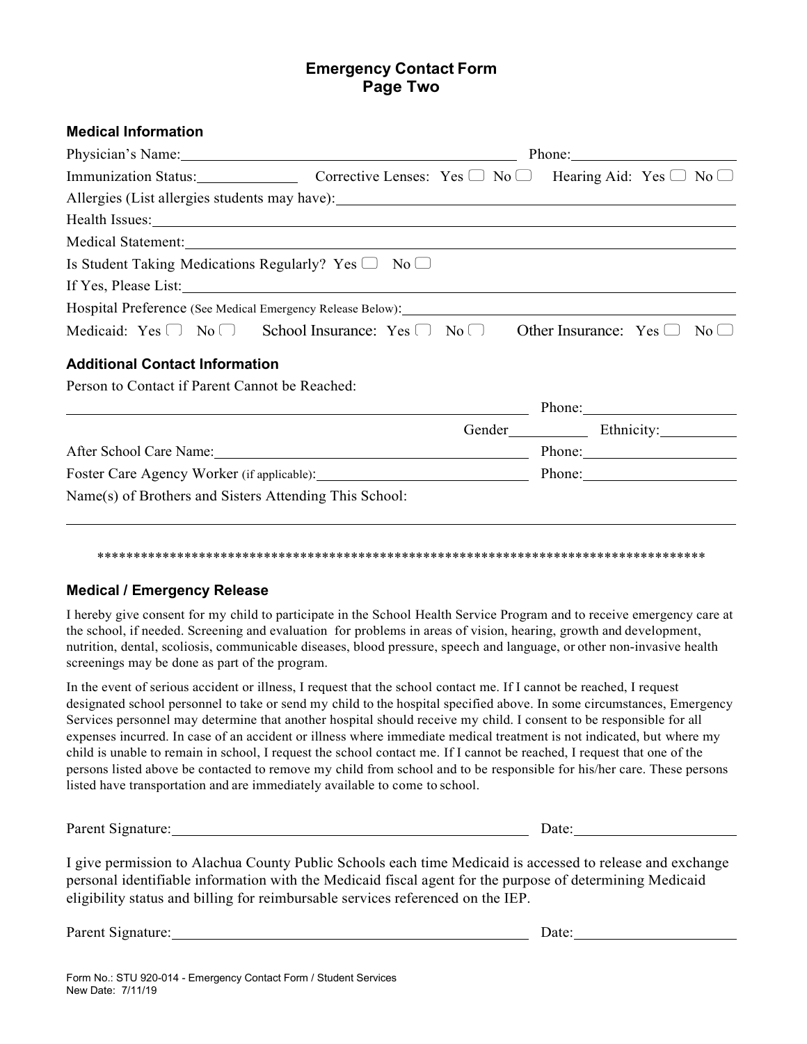# Emergency Contact Form
## Page Two

### Medical Information

Physician's Name:______________________________ Phone:________________

Immunization Status:__________ Corrective Lenses: Yes ☐ No ☐ Hearing Aid: Yes ☐ No ☐

Allergies (List allergies students may have):______________________________

Health Issues:______________________________

Medical Statement:______________________________

Is Student Taking Medications Regularly? Yes ☐ No ☐

If Yes, Please List:______________________________

Hospital Preference (See Medical Emergency Release Below):______________________________

Medicaid: Yes ☐ No ☐ School Insurance: Yes ☐ No ☐ Other Insurance: Yes ☐ No ☐

### Additional Contact Information

Person to Contact if Parent Cannot be Reached:

______________________________ Phone:________________

Gender__________ Ethnicity:__________

After School Care Name:______________________________ Phone:________________

Foster Care Agency Worker (if applicable):______________________________ Phone:________________

Name(s) of Brothers and Sisters Attending This School:

______________________________

************************************************************************************

### Medical / Emergency Release

I hereby give consent for my child to participate in the School Health Service Program and to receive emergency care at the school, if needed. Screening and evaluation for problems in areas of vision, hearing, growth and development, nutrition, dental, scoliosis, communicable diseases, blood pressure, speech and language, or other non-invasive health screenings may be done as part of the program.

In the event of serious accident or illness, I request that the school contact me. If I cannot be reached, I request designated school personnel to take or send my child to the hospital specified above. In some circumstances, Emergency Services personnel may determine that another hospital should receive my child. I consent to be responsible for all expenses incurred. In case of an accident or illness where immediate medical treatment is not indicated, but where my child is unable to remain in school, I request the school contact me. If I cannot be reached, I request that one of the persons listed above be contacted to remove my child from school and to be responsible for his/her care. These persons listed have transportation and are immediately available to come to school.

Parent Signature:______________________________ Date:________________

I give permission to Alachua County Public Schools each time Medicaid is accessed to release and exchange personal identifiable information with the Medicaid fiscal agent for the purpose of determining Medicaid eligibility status and billing for reimbursable services referenced on the IEP.

Parent Signature:______________________________ Date:________________

Form No.: STU 920-014 - Emergency Contact Form / Student Services
New Date: 7/11/19